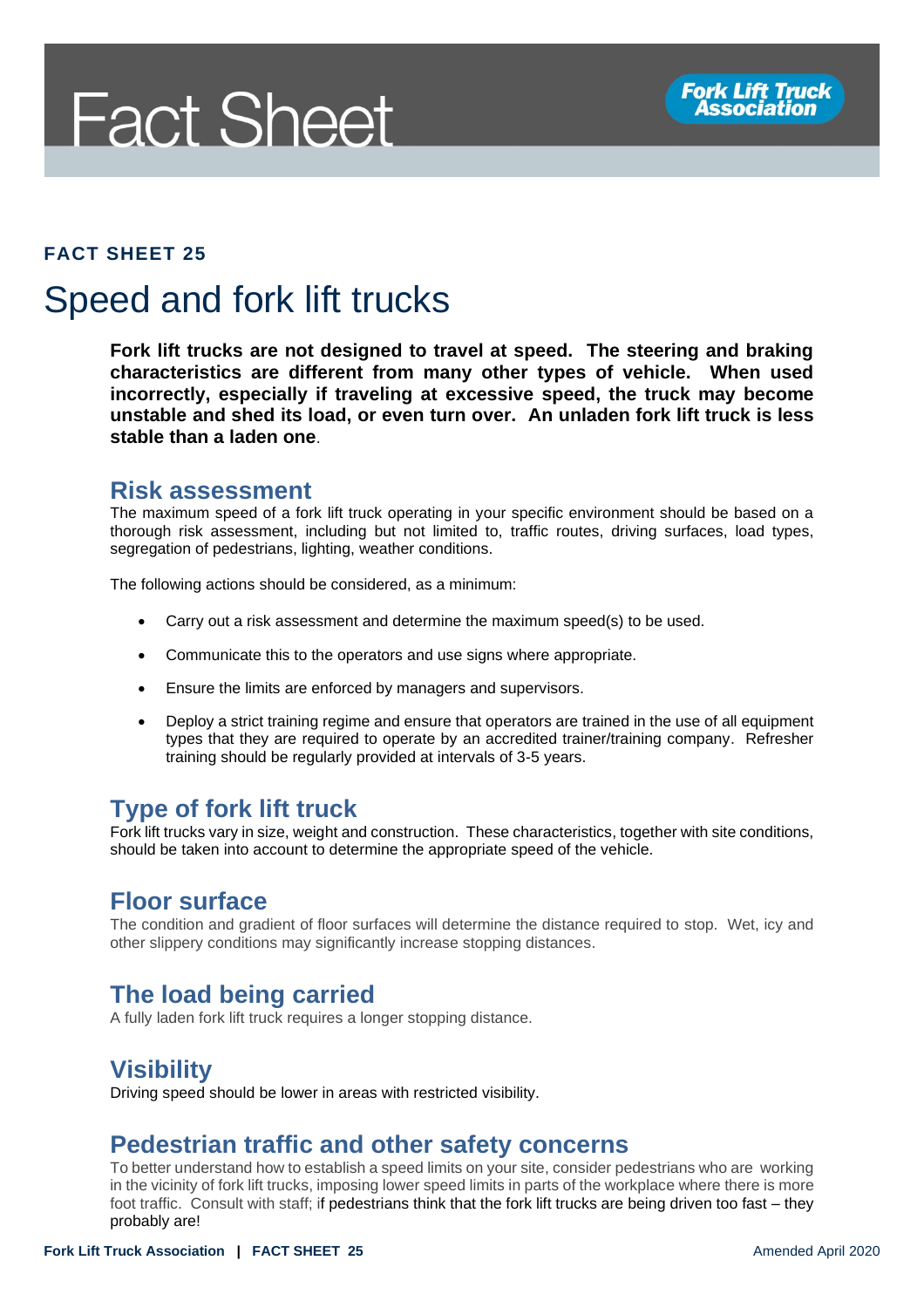# Fact Sheet

Fork Lift Truck Association

**FACT SHEET 25**

# Speed and fork lift trucks

**Fork lift trucks are not designed to travel at speed. The steering and braking characteristics are different from many other types of vehicle. When used incorrectly, especially if traveling at excessive speed, the truck may become unstable and shed its load, or even turn over. An unladen fork lift truck is less stable than a laden one**.

## Risk assessment

The maximum speed of a fork lift truck operating in your specific environment should be based on a thorough risk assessment, including but not limited to, traffic routes, driving surfaces, load types, segregation of pedestrians, lighting, weather conditions.

The following actions should be considered, as a minimum:

- Carry out a risk assessment and determine the maximum speed(s) to be used.
- Communicate this to the operators and use signs where appropriate.
- Ensure the limits are enforced by managers and supervisors.
- Deploy a strict training regime and ensure that operators are trained in the use of all equipment types that they are required to operate by an accredited trainer/training company. Refresher training should be regularly provided at intervals of 3-5 years.

## Type of fork lift truck

Fork lift trucks vary in size, weight and construction. These characteristics, together with site conditions, should be taken into account to determine the appropriate speed of the vehicle.

## Floor surface

The condition and gradient of floor surfaces will determine the distance required to stop. Wet, icy and other slippery conditions may significantly increase stopping distances.

## The load being carried

A fully laden fork lift truck requires a longer stopping distance.

## Visibility

Driving speed should be lower in areas with restricted visibility.

## Pedestrian traffic and other safety concerns

To better understand how to establish a speed limits on your site, consider pedestrians who are working in the vicinity of fork lift trucks, imposing lower speed limits in parts of the workplace where there is more foot traffic. Consult with staff; if pedestrians think that the fork lift trucks are being driven too fast – they probably are!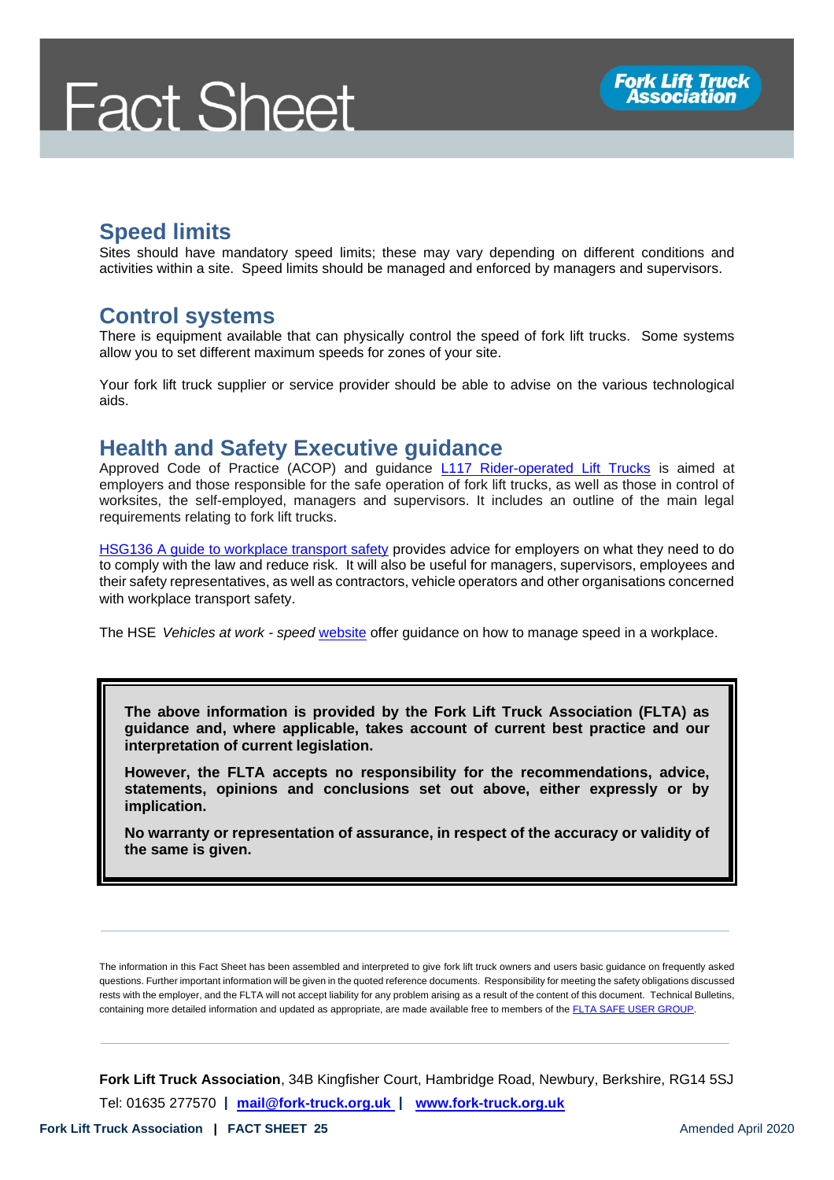## Speed limits

Sites should have mandatory speed limits; these may vary depending on different conditions and activities within a site. Speed limits should be managed and enforced by managers and supervisors.

## Control systems

There is equipment available that can physically control the speed of fork lift trucks. Some systems allow you to set different maximum speeds for zones of your site.

Your fork lift truck supplier or service provider should be able to advise on the various technological aids.

## Health and Safety Executive guidance

Approved Code of Practice (ACOP) and guidance L117 Rider-operated Lift Trucks is aimed at employers and those responsible for the safe operation of fork lift trucks, as well as those in control of worksites, the self-employed, managers and supervisors. It includes an outline of the main legal requirements relating to fork lift trucks.

HSG136 A guide to workplace transport safety provides advice for employers on what they need to do to comply with the law and reduce risk. It will also be useful for managers, supervisors, employees and their safety representatives, as well as contractors, vehicle operators and other organisations concerned with workplace transport safety.

The HSE *Vehicles at work - speed* website offer guidance on how to manage speed in a workplace.

**The above information is provided by the Fork Lift Truck Association (FLTA) as guidance and, where applicable, takes account of current best practice and our interpretation of current legislation.**

**However, the FLTA accepts no responsibility for the recommendations, advice, statements, opinions and conclusions set out above, either expressly or by implication.**

**No warranty or representation of assurance, in respect of the accuracy or validity of the same is given.**

---

The information in this Fact Sheet has been assembled and interpreted to give fork lift truck owners and users basic guidance on frequently asked questions. Further important information will be given in the quoted reference documents. Responsibility for meeting the safety obligations discussed rests with the employer, and the FLTA will not accept liability for any problem arising as a result of the content of this document. Technical Bulletins, containing more detailed information and updated as appropriate, are made available free to members of the FLTA SAFE USER GROUP.

---

**Fork Lift Truck Association**, 34B Kingfisher Court, Hambridge Road, Newbury, Berkshire, RG14 5SJ

Tel: 01635 277570 | **mail@fork-truck.org.uk** | **www.fork-truck.org.uk**

**Fork Lift Truck Association | FACT SHEET 25** Amended April 2020